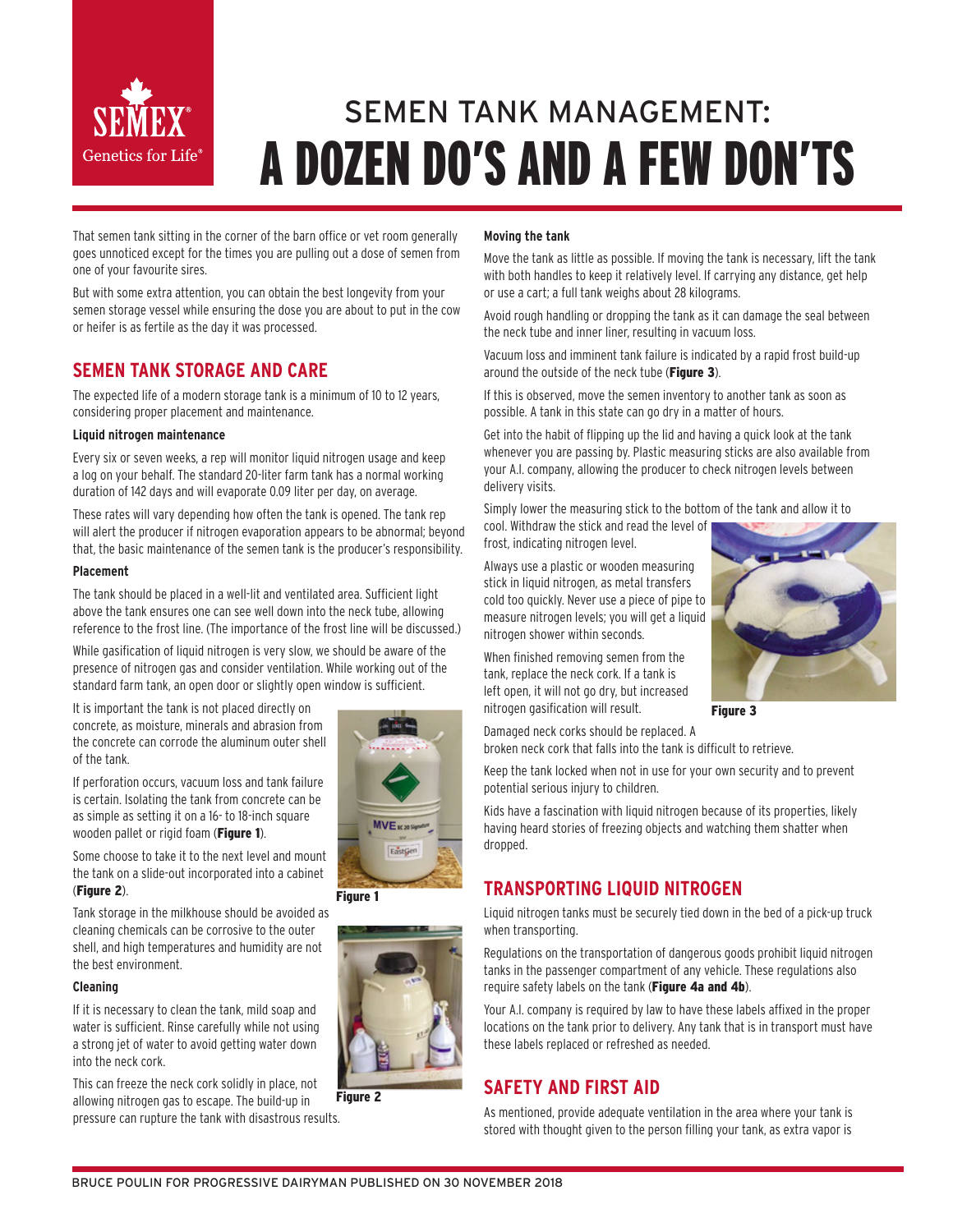# SEMEN TANK MANAGEMENT: A DOZEN DO'S AND A FEW DON'TS

That semen tank sitting in the corner of the barn office or vet room generally goes unnoticed except for the times you are pulling out a dose of semen from one of your favourite sires.

But with some extra attention, you can obtain the best longevity from your semen storage vessel while ensuring the dose you are about to put in the cow or heifer is as fertile as the day it was processed.

## SEMEN TANK STORAGE AND CARE

The expected life of a modern storage tank is a minimum of 10 to 12 years, considering proper placement and maintenance.

### Liquid nitrogen maintenance

Every six or seven weeks, a rep will monitor liquid nitrogen usage and keep a log on your behalf. The standard 20-liter farm tank has a normal working duration of 142 days and will evaporate 0.09 liter per day, on average.

These rates will vary depending how often the tank is opened. The tank rep will alert the producer if nitrogen evaporation appears to be abnormal; beyond that, the basic maintenance of the semen tank is the producer's responsibility.

### Placement

The tank should be placed in a well-lit and ventilated area. Sufficient light above the tank ensures one can see well down into the neck tube, allowing reference to the frost line. (The importance of the frost line will be discussed.)

While gasification of liquid nitrogen is very slow, we should be aware of the presence of nitrogen gas and consider ventilation. While working out of the standard farm tank, an open door or slightly open window is sufficient.

It is important the tank is not placed directly on concrete, as moisture, minerals and abrasion from the concrete can corrode the aluminum outer shell of the tank.

If perforation occurs, vacuum loss and tank failure is certain. Isolating the tank from concrete can be as simple as setting it on a 16- to 18-inch square wooden pallet or rigid foam (**Figure 1**).

Some choose to take it to the next level and mount the tank on a slide-out incorporated into a cabinet (**Figure 2**).

Tank storage in the milkhouse should be avoided as cleaning chemicals can be corrosive to the outer shell, and high temperatures and humidity are not the best environment.

**Figure 1**

**Figure 2**

### Cleaning

If it is necessary to clean the tank, mild soap and water is sufficient. Rinse carefully while not using a strong jet of water to avoid getting water down into the neck cork.

This can freeze the neck cork solidly in place, not allowing nitrogen gas to escape. The build-up in pressure can rupture the tank with disastrous results.

### Moving the tank

Move the tank as little as possible. If moving the tank is necessary, lift the tank with both handles to keep it relatively level. If carrying any distance, get help or use a cart; a full tank weighs about 28 kilograms.

Avoid rough handling or dropping the tank as it can damage the seal between the neck tube and inner liner, resulting in vacuum loss.

Vacuum loss and imminent tank failure is indicated by a rapid frost build-up around the outside of the neck tube (**Figure 3**).

If this is observed, move the semen inventory to another tank as soon as possible. A tank in this state can go dry in a matter of hours.

Get into the habit of flipping up the lid and having a quick look at the tank whenever you are passing by. Plastic measuring sticks are also available from your A.I. company, allowing the producer to check nitrogen levels between delivery visits.

Simply lower the measuring stick to the bottom of the tank and allow it to cool. Withdraw the stick and read the level of frost, indicating nitrogen level.

Always use a plastic or wooden measuring stick in liquid nitrogen, as metal transfers cold too quickly. Never use a piece of pipe to measure nitrogen levels; you will get a liquid nitrogen shower within seconds.

When finished removing semen from the tank, replace the neck cork. If a tank is left open, it will not go dry, but increased nitrogen gasification will result.

**Figure 3**

Damaged neck corks should be replaced. A broken neck cork that falls into the tank is difficult to retrieve.

Keep the tank locked when not in use for your own security and to prevent potential serious injury to children.

Kids have a fascination with liquid nitrogen because of its properties, likely having heard stories of freezing objects and watching them shatter when dropped.

## TRANSPORTING LIQUID NITROGEN

Liquid nitrogen tanks must be securely tied down in the bed of a pick-up truck when transporting.

Regulations on the transportation of dangerous goods prohibit liquid nitrogen tanks in the passenger compartment of any vehicle. These regulations also require safety labels on the tank (**Figure 4a and 4b**).

Your A.I. company is required by law to have these labels affixed in the proper locations on the tank prior to delivery. Any tank that is in transport must have these labels replaced or refreshed as needed.

## SAFETY AND FIRST AID

As mentioned, provide adequate ventilation in the area where your tank is stored with thought given to the person filling your tank, as extra vapor is

BRUCE POULIN FOR PROGRESSIVE DAIRYMAN PUBLISHED ON 30 NOVEMBER 2018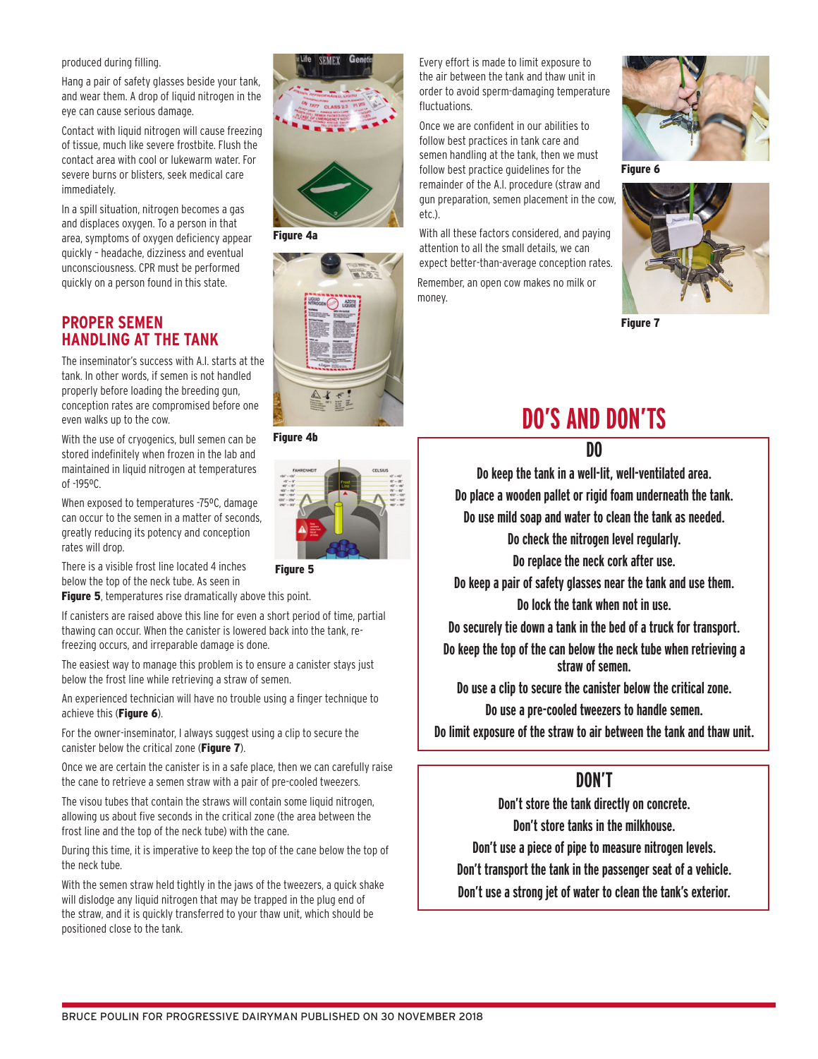produced during filling.

Hang a pair of safety glasses beside your tank, and wear them. A drop of liquid nitrogen in the eye can cause serious damage.

Contact with liquid nitrogen will cause freezing of tissue, much like severe frostbite. Flush the contact area with cool or lukewarm water. For severe burns or blisters, seek medical care immediately.

In a spill situation, nitrogen becomes a gas and displaces oxygen. To a person in that area, symptoms of oxygen deficiency appear quickly – headache, dizziness and eventual unconsciousness. CPR must be performed quickly on a person found in this state.

## PROPER SEMEN HANDLING AT THE TANK

The inseminator's success with A.I. starts at the tank. In other words, if semen is not handled properly before loading the breeding gun, conception rates are compromised before one even walks up to the cow.

With the use of cryogenics, bull semen can be stored indefinitely when frozen in the lab and maintained in liquid nitrogen at temperatures of -195ºC.

When exposed to temperatures -75ºC, damage can occur to the semen in a matter of seconds, greatly reducing its potency and conception rates will drop.

There is a visible frost line located 4 inches below the top of the neck tube. As seen in **Figure 5**, temperatures rise dramatically above this point.

If canisters are raised above this line for even a short period of time, partial thawing can occur. When the canister is lowered back into the tank, re-freezing occurs, and irreparable damage is done.

The easiest way to manage this problem is to ensure a canister stays just below the frost line while retrieving a straw of semen.

An experienced technician will have no trouble using a finger technique to achieve this (**Figure 6**).

For the owner-inseminator, I always suggest using a clip to secure the canister below the critical zone (**Figure 7**).

Once we are certain the canister is in a safe place, then we can carefully raise the cane to retrieve a semen straw with a pair of pre-cooled tweezers.

The visou tubes that contain the straws will contain some liquid nitrogen, allowing us about five seconds in the critical zone (the area between the frost line and the top of the neck tube) with the cane.

During this time, it is imperative to keep the top of the cane below the top of the neck tube.

With the semen straw held tightly in the jaws of the tweezers, a quick shake will dislodge any liquid nitrogen that may be trapped in the plug end of the straw, and it is quickly transferred to your thaw unit, which should be positioned close to the tank.

**Figure 4a**

**Figure 4b**

**Figure 5**

Every effort is made to limit exposure to the air between the tank and thaw unit in order to avoid sperm-damaging temperature fluctuations.

Once we are confident in our abilities to follow best practices in tank care and semen handling at the tank, then we must follow best practice guidelines for the remainder of the A.I. procedure (straw and gun preparation, semen placement in the cow, etc.).

With all these factors considered, and paying attention to all the small details, we can expect better-than-average conception rates.

Remember, an open cow makes no milk or money.

**Figure 6**

**Figure 7**

## DO'S AND DON'TS

### DO

Do keep the tank in a well-lit, well-ventilated area.
Do place a wooden pallet or rigid foam underneath the tank.
Do use mild soap and water to clean the tank as needed.
Do check the nitrogen level regularly.
Do replace the neck cork after use.
Do keep a pair of safety glasses near the tank and use them.
Do lock the tank when not in use.
Do securely tie down a tank in the bed of a truck for transport.
Do keep the top of the can below the neck tube when retrieving a straw of semen.
Do use a clip to secure the canister below the critical zone.
Do use a pre-cooled tweezers to handle semen.
Do limit exposure of the straw to air between the tank and thaw unit.

### DON'T

Don't store the tank directly on concrete.
Don't store tanks in the milkhouse.
Don't use a piece of pipe to measure nitrogen levels.
Don't transport the tank in the passenger seat of a vehicle.
Don't use a strong jet of water to clean the tank's exterior.

BRUCE POULIN FOR PROGRESSIVE DAIRYMAN PUBLISHED ON 30 NOVEMBER 2018